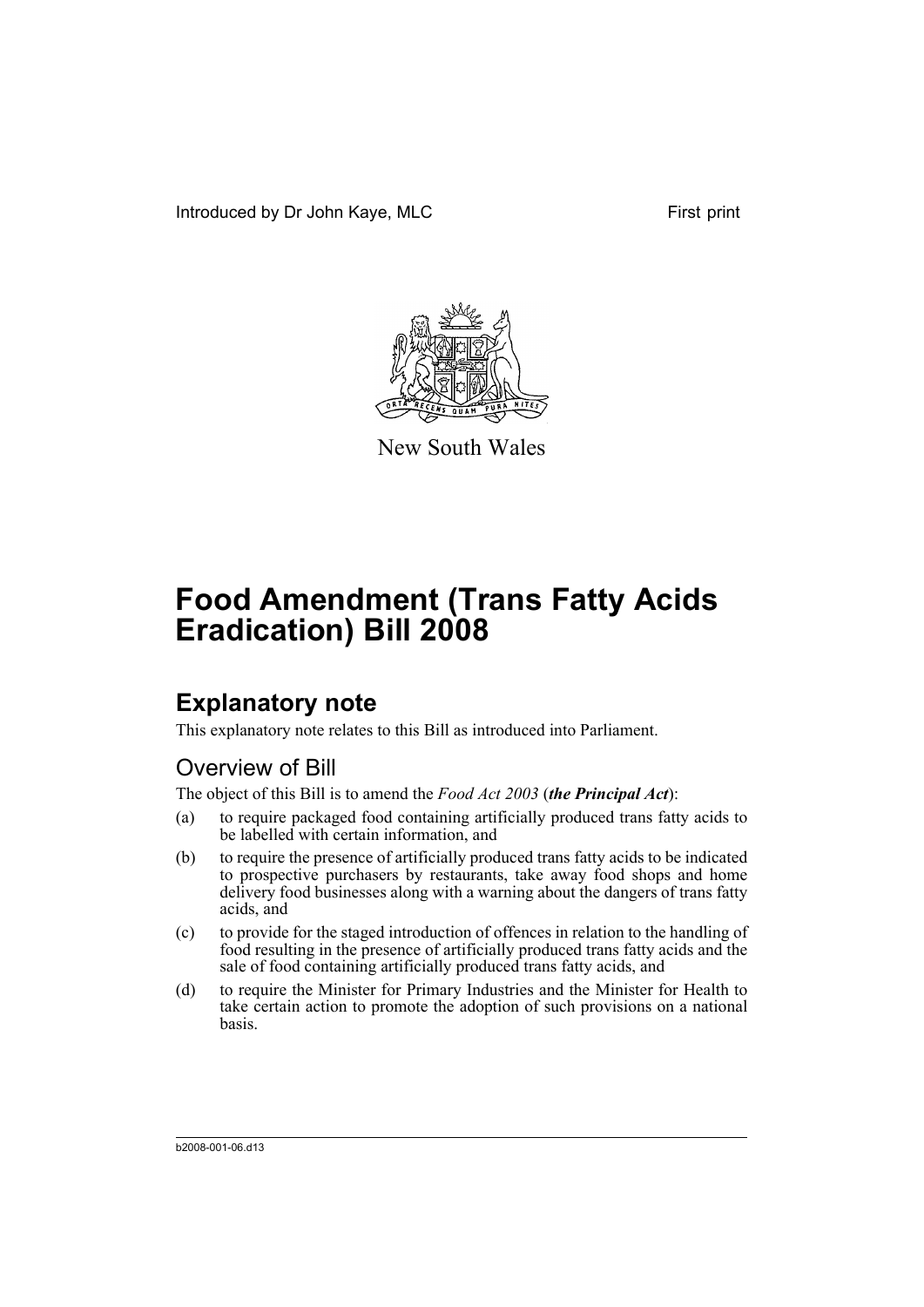Introduced by Dr John Kaye, MLC First print

New South Wales

# Food Amendment (Trans Fatty Acids Eradication) Bill 2008

## Explanatory note

This explanatory note relates to this Bill as introduced into Parliament.

### Overview of Bill

The object of this Bill is to amend the *Food Act 2003* (***the Principal Act***):

(a) to require packaged food containing artificially produced trans fatty acids to be labelled with certain information, and

(b) to require the presence of artificially produced trans fatty acids to be indicated to prospective purchasers by restaurants, take away food shops and home delivery food businesses along with a warning about the dangers of trans fatty acids, and

(c) to provide for the staged introduction of offences in relation to the handling of food resulting in the presence of artificially produced trans fatty acids and the sale of food containing artificially produced trans fatty acids, and

(d) to require the Minister for Primary Industries and the Minister for Health to take certain action to promote the adoption of such provisions on a national basis.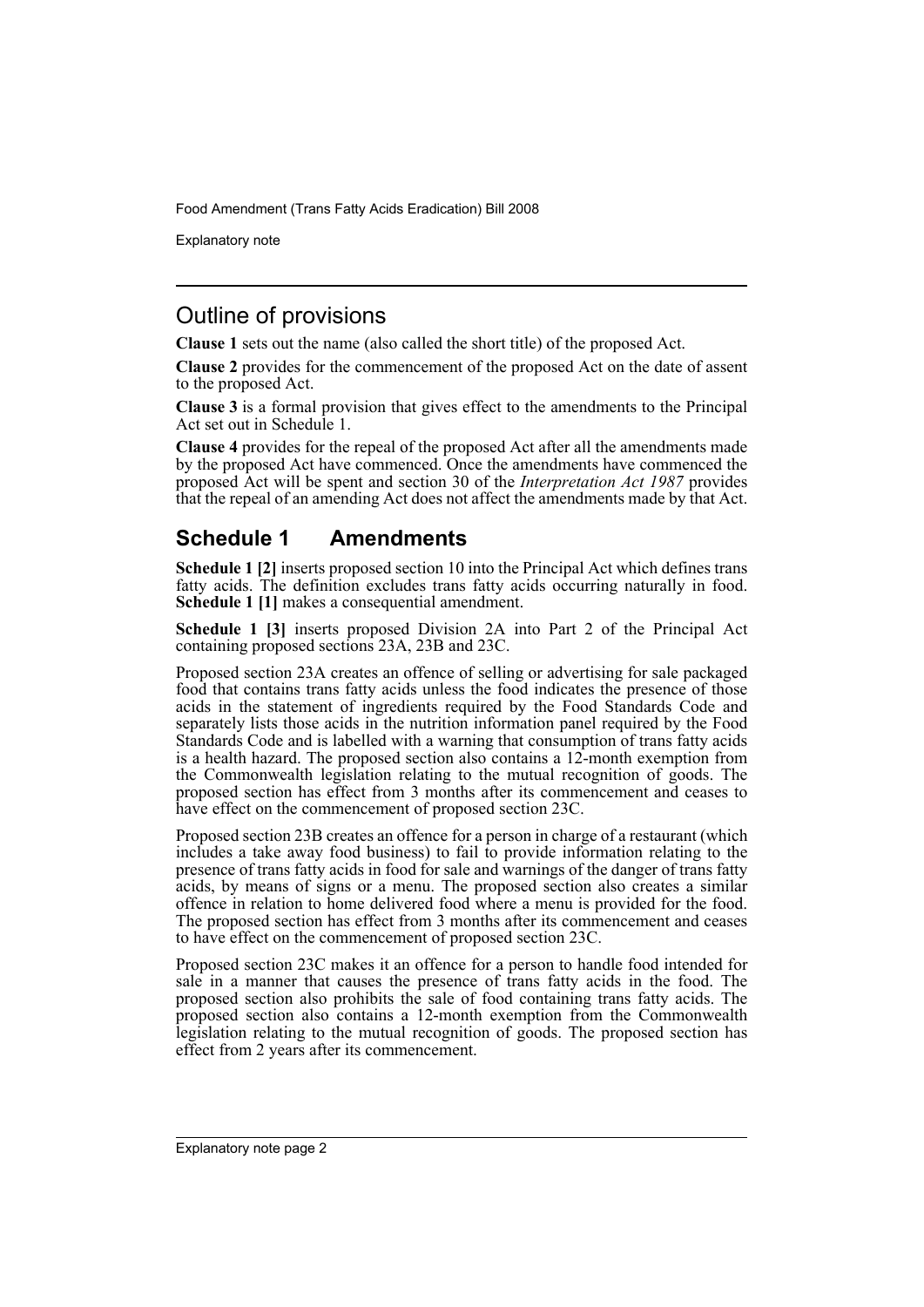## Outline of provisions

**Clause 1** sets out the name (also called the short title) of the proposed Act.

**Clause 2** provides for the commencement of the proposed Act on the date of assent to the proposed Act.

**Clause 3** is a formal provision that gives effect to the amendments to the Principal Act set out in Schedule 1.

**Clause 4** provides for the repeal of the proposed Act after all the amendments made by the proposed Act have commenced. Once the amendments have commenced the proposed Act will be spent and section 30 of the *Interpretation Act 1987* provides that the repeal of an amending Act does not affect the amendments made by that Act.

## Schedule 1 Amendments

**Schedule 1 [2]** inserts proposed section 10 into the Principal Act which defines trans fatty acids. The definition excludes trans fatty acids occurring naturally in food. **Schedule 1 [1]** makes a consequential amendment.

**Schedule 1 [3]** inserts proposed Division 2A into Part 2 of the Principal Act containing proposed sections 23A, 23B and 23C.

Proposed section 23A creates an offence of selling or advertising for sale packaged food that contains trans fatty acids unless the food indicates the presence of those acids in the statement of ingredients required by the Food Standards Code and separately lists those acids in the nutrition information panel required by the Food Standards Code and is labelled with a warning that consumption of trans fatty acids is a health hazard. The proposed section also contains a 12-month exemption from the Commonwealth legislation relating to the mutual recognition of goods. The proposed section has effect from 3 months after its commencement and ceases to have effect on the commencement of proposed section 23C.

Proposed section 23B creates an offence for a person in charge of a restaurant (which includes a take away food business) to fail to provide information relating to the presence of trans fatty acids in food for sale and warnings of the danger of trans fatty acids, by means of signs or a menu. The proposed section also creates a similar offence in relation to home delivered food where a menu is provided for the food. The proposed section has effect from 3 months after its commencement and ceases to have effect on the commencement of proposed section 23C.

Proposed section 23C makes it an offence for a person to handle food intended for sale in a manner that causes the presence of trans fatty acids in the food. The proposed section also prohibits the sale of food containing trans fatty acids. The proposed section also contains a 12-month exemption from the Commonwealth legislation relating to the mutual recognition of goods. The proposed section has effect from 2 years after its commencement.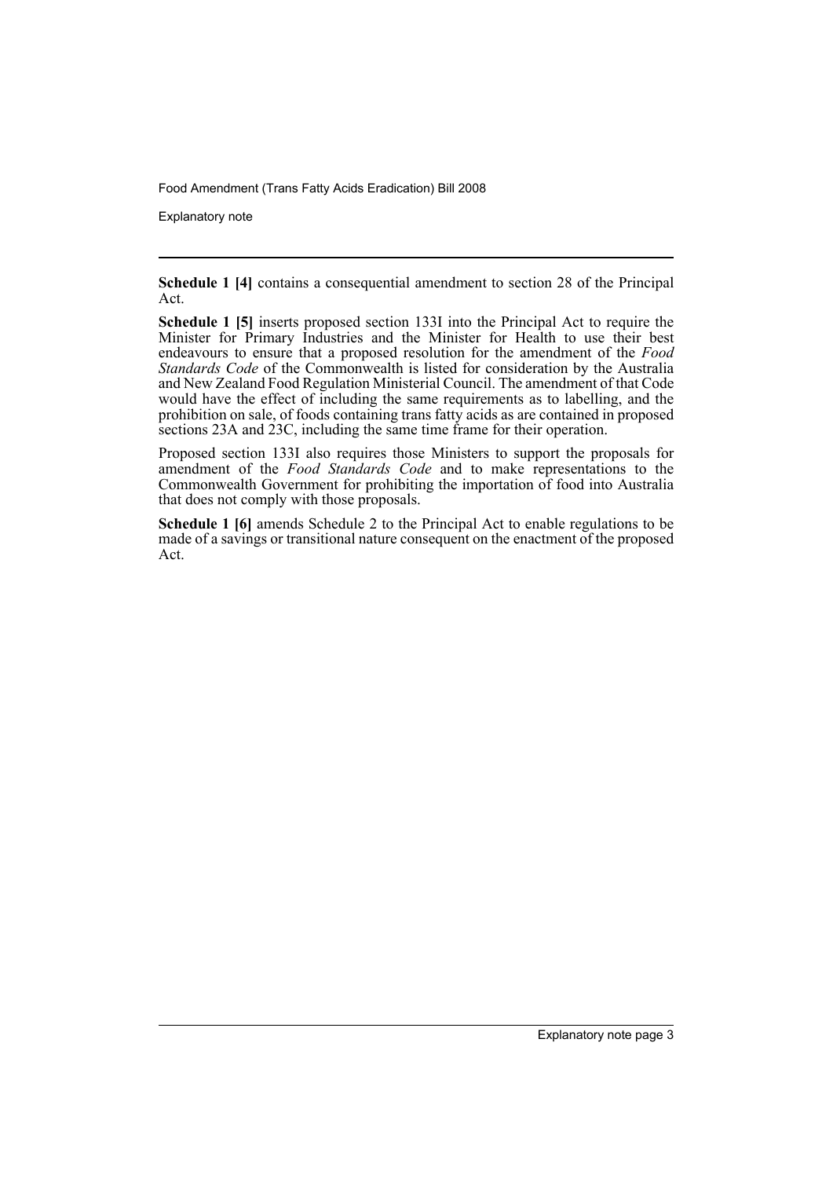**Schedule 1 [4]** contains a consequential amendment to section 28 of the Principal Act.

**Schedule 1 [5]** inserts proposed section 133I into the Principal Act to require the Minister for Primary Industries and the Minister for Health to use their best endeavours to ensure that a proposed resolution for the amendment of the *Food Standards Code* of the Commonwealth is listed for consideration by the Australia and New Zealand Food Regulation Ministerial Council. The amendment of that Code would have the effect of including the same requirements as to labelling, and the prohibition on sale, of foods containing trans fatty acids as are contained in proposed sections 23A and 23C, including the same time frame for their operation.

Proposed section 133I also requires those Ministers to support the proposals for amendment of the *Food Standards Code* and to make representations to the Commonwealth Government for prohibiting the importation of food into Australia that does not comply with those proposals.

**Schedule 1 [6]** amends Schedule 2 to the Principal Act to enable regulations to be made of a savings or transitional nature consequent on the enactment of the proposed Act.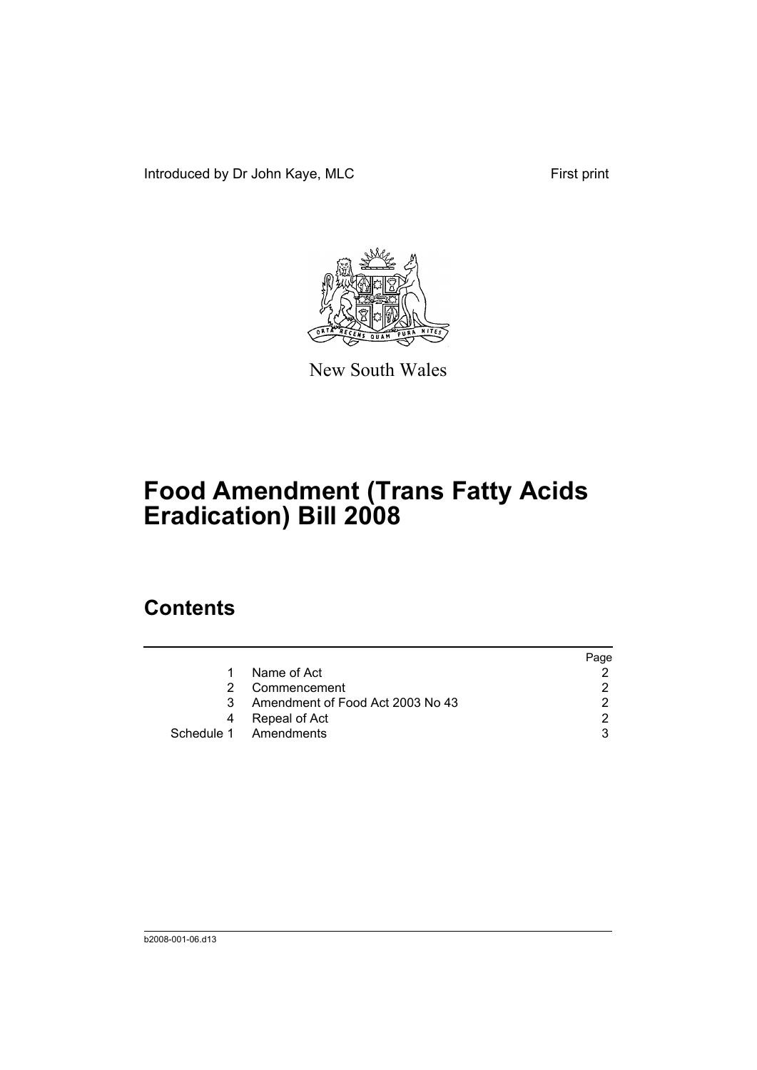Introduced by Dr John Kaye, MLC First print

New South Wales

# Food Amendment (Trans Fatty Acids Eradication) Bill 2008

## Contents

| | | Page |
|---|---|---|
| 1 | Name of Act | 2 |
| 2 | Commencement | 2 |
| 3 | Amendment of Food Act 2003 No 43 | 2 |
| 4 | Repeal of Act | 2 |
| Schedule 1 | Amendments | 3 |

b2008-001-06.d13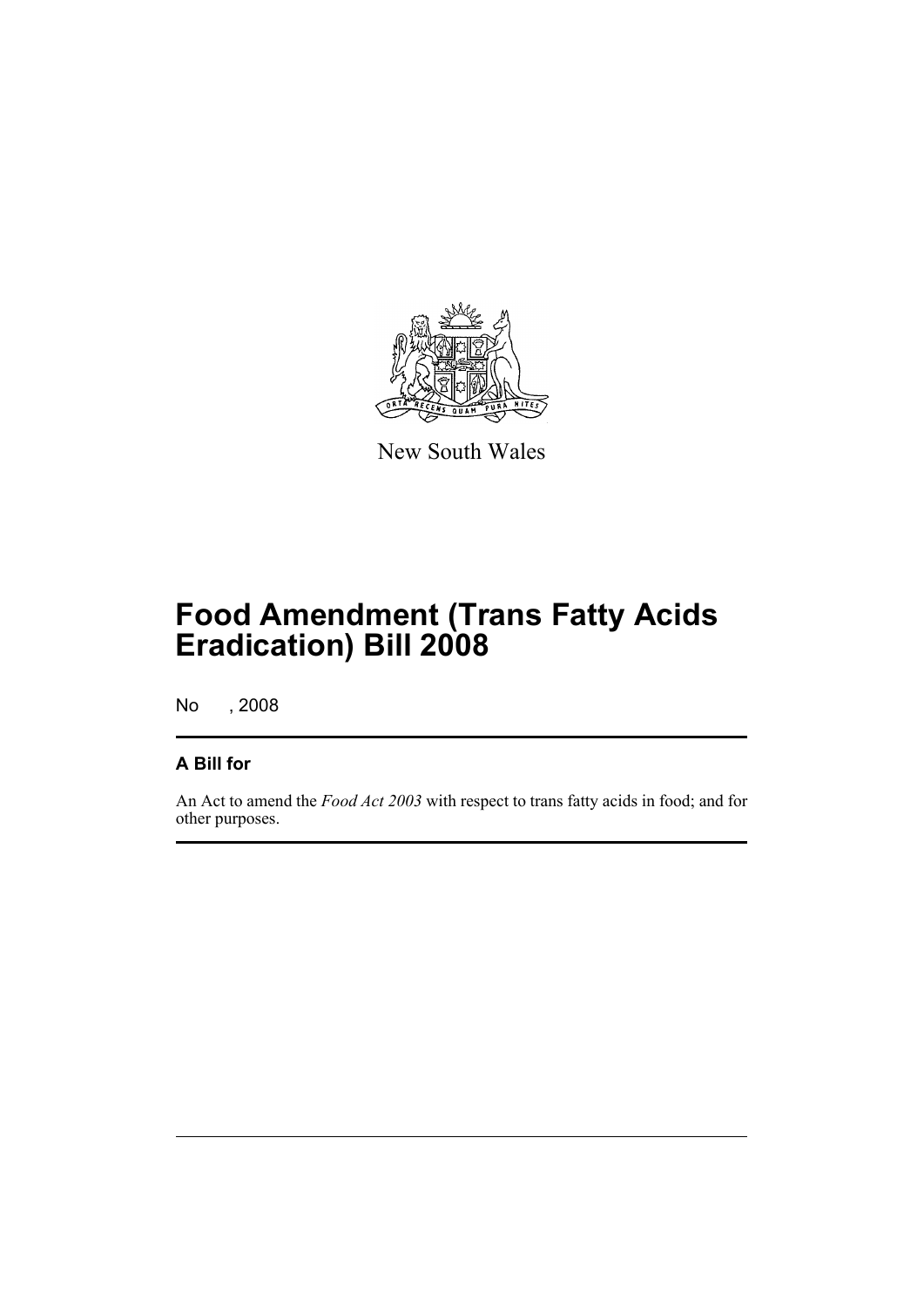New South Wales

# Food Amendment (Trans Fatty Acids Eradication) Bill 2008

No , 2008

## A Bill for

An Act to amend the *Food Act 2003* with respect to trans fatty acids in food; and for other purposes.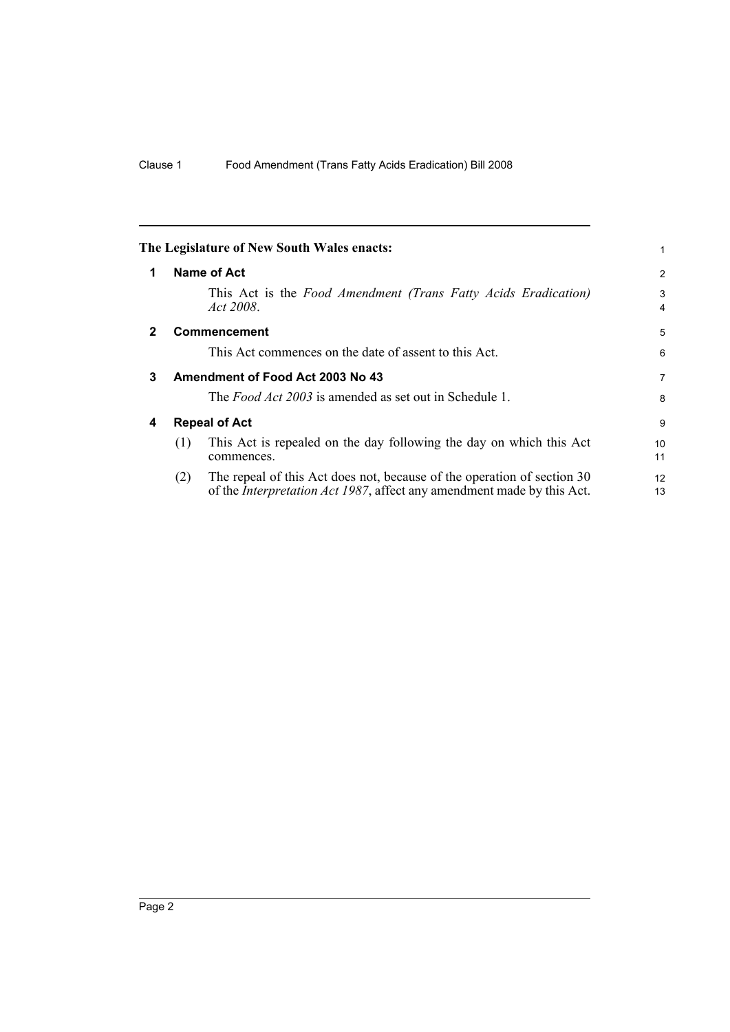The Legislature of New South Wales enacts:

## 1 Name of Act

This Act is the *Food Amendment (Trans Fatty Acids Eradication) Act 2008*.

## 2 Commencement

This Act commences on the date of assent to this Act.

## 3 Amendment of Food Act 2003 No 43

The *Food Act 2003* is amended as set out in Schedule 1.

## 4 Repeal of Act

(1) This Act is repealed on the day following the day on which this Act commences.

(2) The repeal of this Act does not, because of the operation of section 30 of the *Interpretation Act 1987*, affect any amendment made by this Act.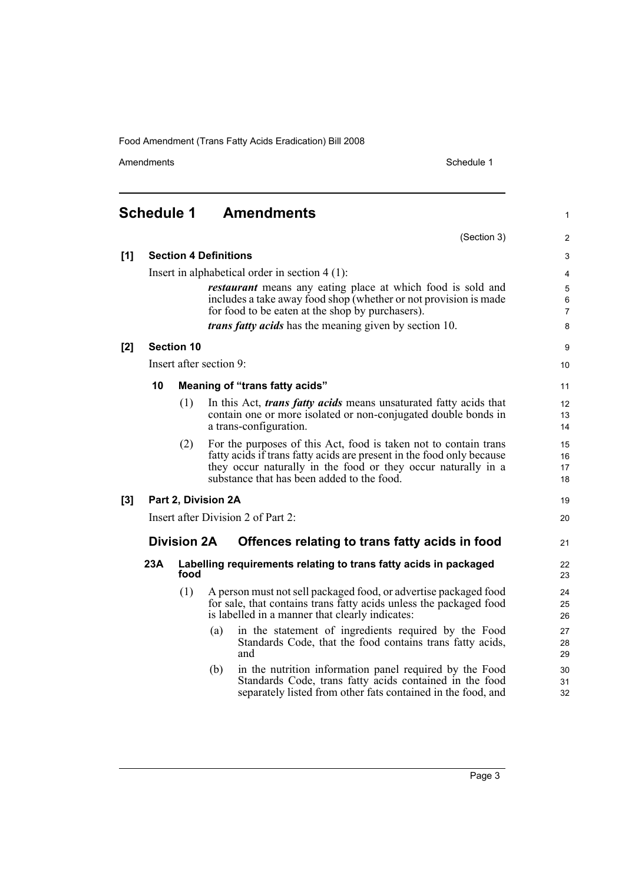# Schedule 1 Amendments

(Section 3)

**[1] Section 4 Definitions**

Insert in alphabetical order in section 4 (1):

> ***restaurant*** means any eating place at which food is sold and includes a take away food shop (whether or not provision is made for food to be eaten at the shop by purchasers).
>
> ***trans fatty acids*** has the meaning given by section 10.

**[2] Section 10**

Insert after section 9:

**10 Meaning of "trans fatty acids"**

(1) In this Act, ***trans fatty acids*** means unsaturated fatty acids that contain one or more isolated or non-conjugated double bonds in a trans-configuration.

(2) For the purposes of this Act, food is taken not to contain trans fatty acids if trans fatty acids are present in the food only because they occur naturally in the food or they occur naturally in a substance that has been added to the food.

**[3] Part 2, Division 2A**

Insert after Division 2 of Part 2:

## Division 2A Offences relating to trans fatty acids in food

**23A Labelling requirements relating to trans fatty acids in packaged food**

(1) A person must not sell packaged food, or advertise packaged food for sale, that contains trans fatty acids unless the packaged food is labelled in a manner that clearly indicates:

(a) in the statement of ingredients required by the Food Standards Code, that the food contains trans fatty acids, and

(b) in the nutrition information panel required by the Food Standards Code, trans fatty acids contained in the food separately listed from other fats contained in the food, and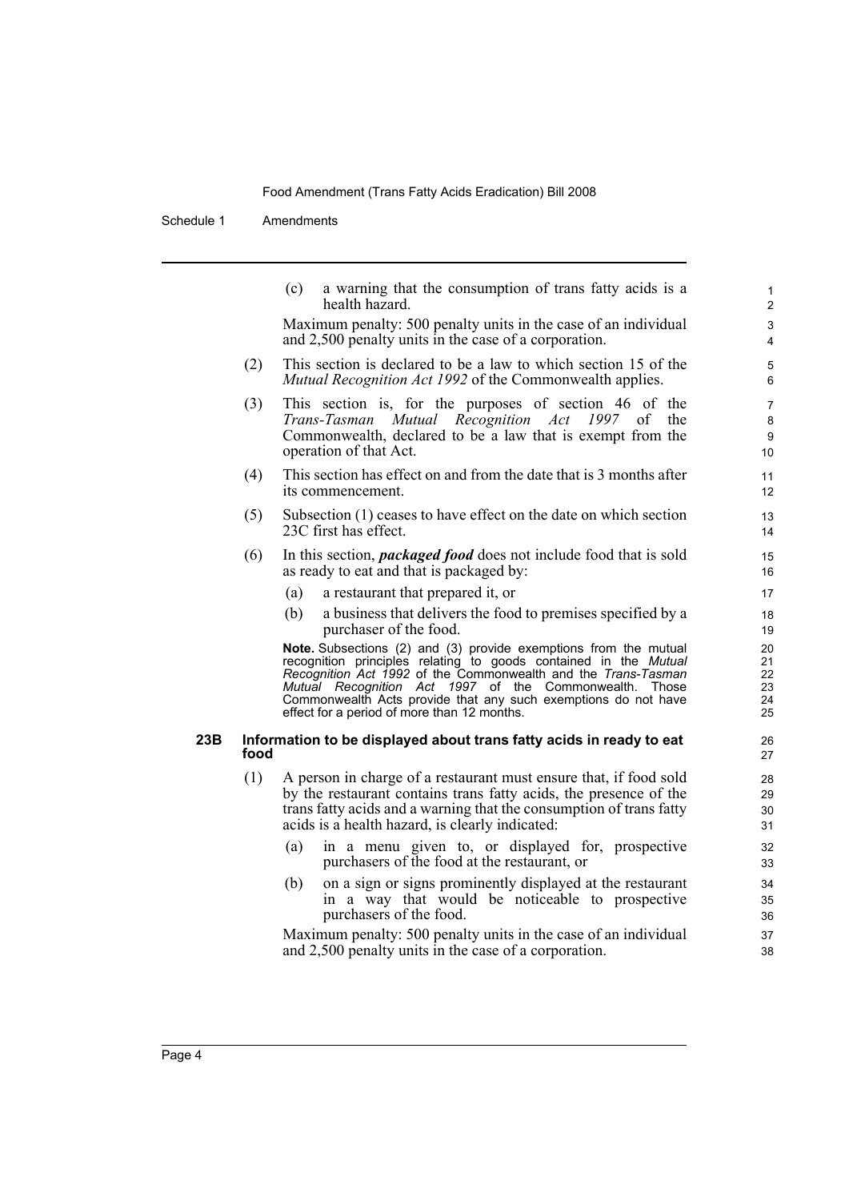(c) a warning that the consumption of trans fatty acids is a health hazard.

Maximum penalty: 500 penalty units in the case of an individual and 2,500 penalty units in the case of a corporation.

(2) This section is declared to be a law to which section 15 of the *Mutual Recognition Act 1992* of the Commonwealth applies.

(3) This section is, for the purposes of section 46 of the *Trans-Tasman Mutual Recognition Act 1997* of the Commonwealth, declared to be a law that is exempt from the operation of that Act.

(4) This section has effect on and from the date that is 3 months after its commencement.

(5) Subsection (1) ceases to have effect on the date on which section 23C first has effect.

(6) In this section, ***packaged food*** does not include food that is sold as ready to eat and that is packaged by:

(a) a restaurant that prepared it, or

(b) a business that delivers the food to premises specified by a purchaser of the food.

**Note.** Subsections (2) and (3) provide exemptions from the mutual recognition principles relating to goods contained in the *Mutual Recognition Act 1992* of the Commonwealth and the *Trans-Tasman Mutual Recognition Act 1997* of the Commonwealth. Those Commonwealth Acts provide that any such exemptions do not have effect for a period of more than 12 months.

### 23B Information to be displayed about trans fatty acids in ready to eat food

(1) A person in charge of a restaurant must ensure that, if food sold by the restaurant contains trans fatty acids, the presence of the trans fatty acids and a warning that the consumption of trans fatty acids is a health hazard, is clearly indicated:

(a) in a menu given to, or displayed for, prospective purchasers of the food at the restaurant, or

(b) on a sign or signs prominently displayed at the restaurant in a way that would be noticeable to prospective purchasers of the food.

Maximum penalty: 500 penalty units in the case of an individual and 2,500 penalty units in the case of a corporation.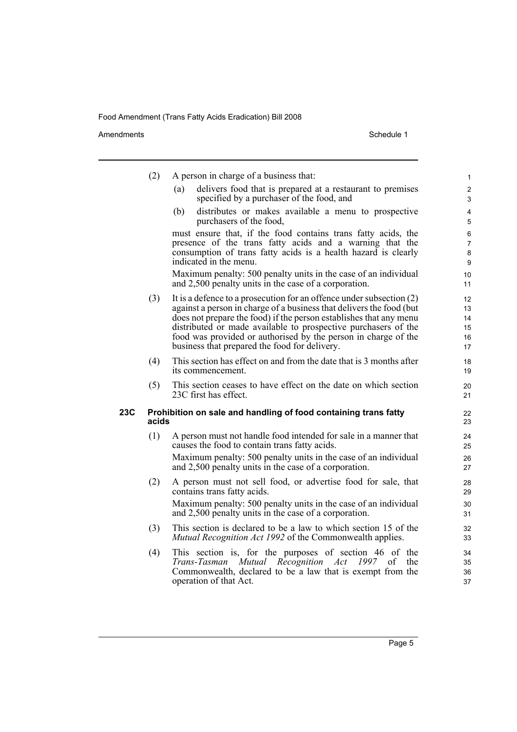(2) A person in charge of a business that:

(a) delivers food that is prepared at a restaurant to premises specified by a purchaser of the food, and

(b) distributes or makes available a menu to prospective purchasers of the food,

must ensure that, if the food contains trans fatty acids, the presence of the trans fatty acids and a warning that the consumption of trans fatty acids is a health hazard is clearly indicated in the menu.

Maximum penalty: 500 penalty units in the case of an individual and 2,500 penalty units in the case of a corporation.

(3) It is a defence to a prosecution for an offence under subsection (2) against a person in charge of a business that delivers the food (but does not prepare the food) if the person establishes that any menu distributed or made available to prospective purchasers of the food was provided or authorised by the person in charge of the business that prepared the food for delivery.

(4) This section has effect on and from the date that is 3 months after its commencement.

(5) This section ceases to have effect on the date on which section 23C first has effect.

**23C Prohibition on sale and handling of food containing trans fatty acids**

(1) A person must not handle food intended for sale in a manner that causes the food to contain trans fatty acids.

Maximum penalty: 500 penalty units in the case of an individual and 2,500 penalty units in the case of a corporation.

(2) A person must not sell food, or advertise food for sale, that contains trans fatty acids.

Maximum penalty: 500 penalty units in the case of an individual and 2,500 penalty units in the case of a corporation.

(3) This section is declared to be a law to which section 15 of the *Mutual Recognition Act 1992* of the Commonwealth applies.

(4) This section is, for the purposes of section 46 of the *Trans-Tasman Mutual Recognition Act 1997* of the Commonwealth, declared to be a law that is exempt from the operation of that Act.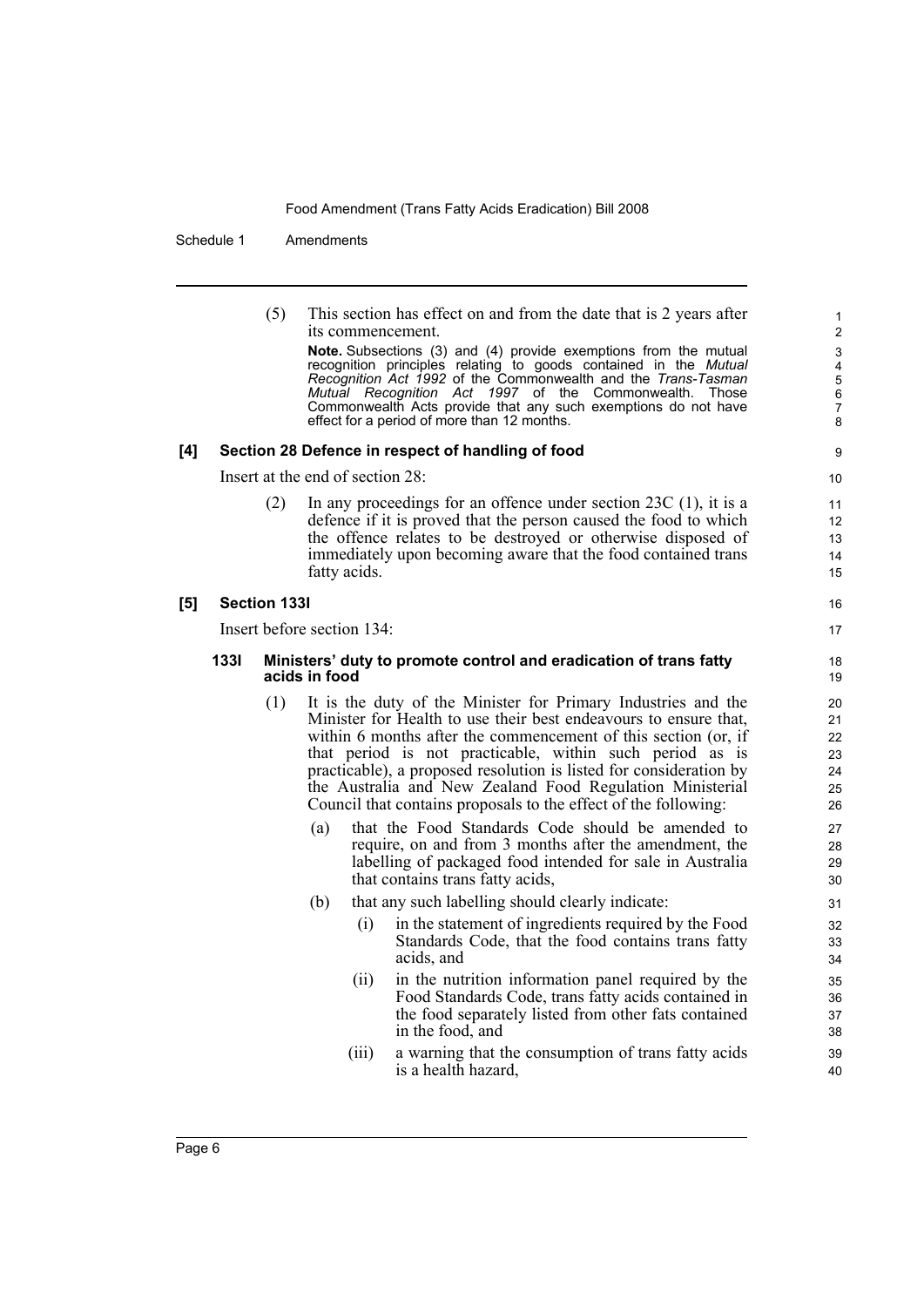(5) This section has effect on and from the date that is 2 years after its commencement.

**Note.** Subsections (3) and (4) provide exemptions from the mutual recognition principles relating to goods contained in the *Mutual Recognition Act 1992* of the Commonwealth and the *Trans-Tasman Mutual Recognition Act 1997* of the Commonwealth. Those Commonwealth Acts provide that any such exemptions do not have effect for a period of more than 12 months.

**[4] Section 28 Defence in respect of handling of food**

Insert at the end of section 28:

(2) In any proceedings for an offence under section 23C (1), it is a defence if it is proved that the person caused the food to which the offence relates to be destroyed or otherwise disposed of immediately upon becoming aware that the food contained trans fatty acids.

**[5] Section 133I**

Insert before section 134:

**133I Ministers' duty to promote control and eradication of trans fatty acids in food**

(1) It is the duty of the Minister for Primary Industries and the Minister for Health to use their best endeavours to ensure that, within 6 months after the commencement of this section (or, if that period is not practicable, within such period as is practicable), a proposed resolution is listed for consideration by the Australia and New Zealand Food Regulation Ministerial Council that contains proposals to the effect of the following:

(a) that the Food Standards Code should be amended to require, on and from 3 months after the amendment, the labelling of packaged food intended for sale in Australia that contains trans fatty acids,

(b) that any such labelling should clearly indicate:

(i) in the statement of ingredients required by the Food Standards Code, that the food contains trans fatty acids, and

(ii) in the nutrition information panel required by the Food Standards Code, trans fatty acids contained in the food separately listed from other fats contained in the food, and

(iii) a warning that the consumption of trans fatty acids is a health hazard,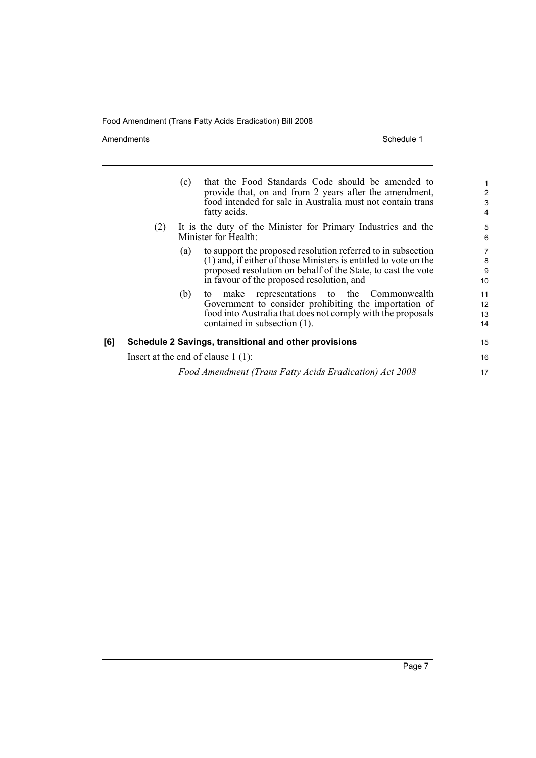(c) that the Food Standards Code should be amended to provide that, on and from 2 years after the amendment, food intended for sale in Australia must not contain trans fatty acids.

(2) It is the duty of the Minister for Primary Industries and the Minister for Health:

(a) to support the proposed resolution referred to in subsection (1) and, if either of those Ministers is entitled to vote on the proposed resolution on behalf of the State, to cast the vote in favour of the proposed resolution, and

(b) to make representations to the Commonwealth Government to consider prohibiting the importation of food into Australia that does not comply with the proposals contained in subsection (1).

**[6] Schedule 2 Savings, transitional and other provisions**

Insert at the end of clause 1 (1):

*Food Amendment (Trans Fatty Acids Eradication) Act 2008*